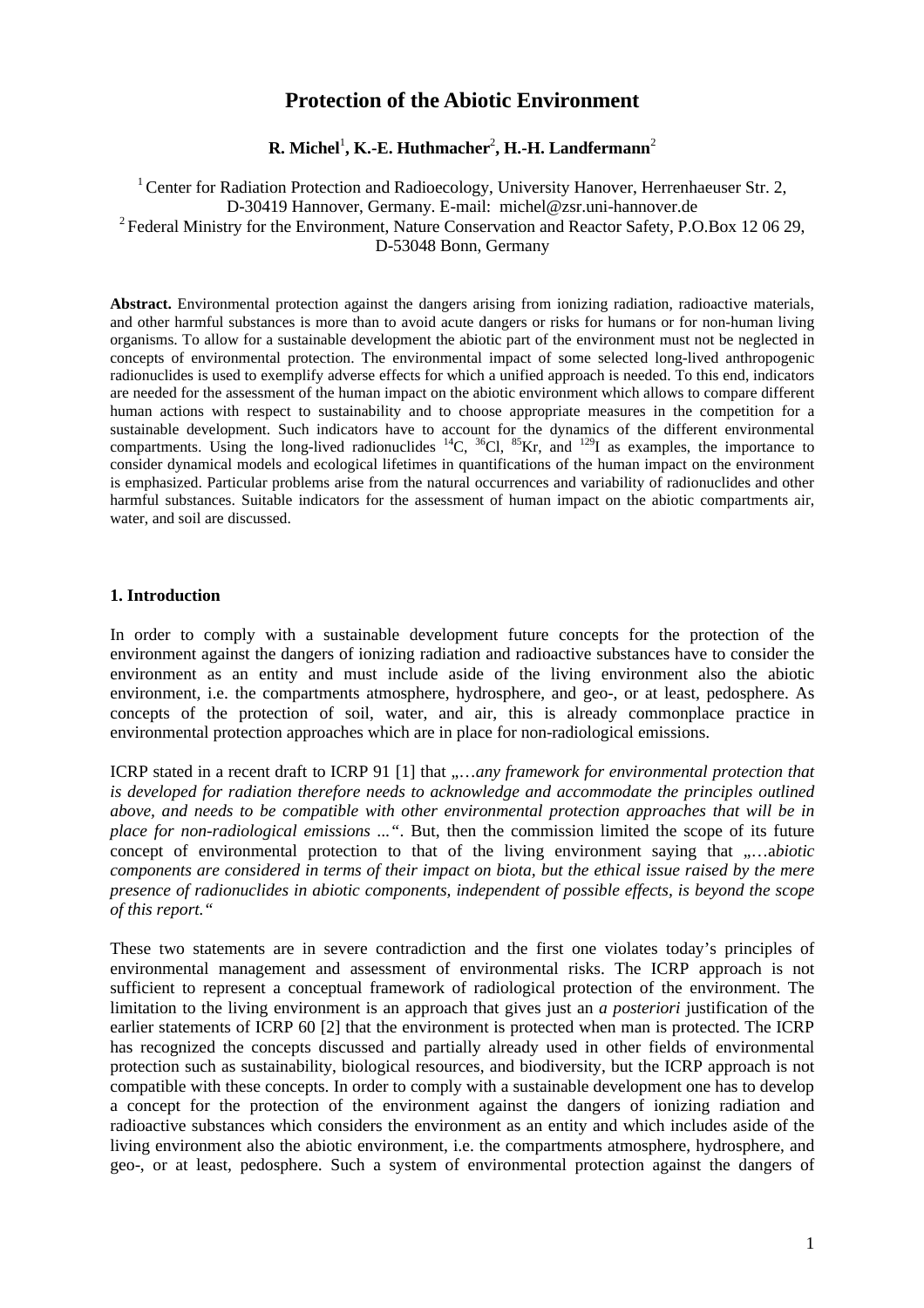# Protection of the Abiotic Environment

**R. Michel[1], K.-E. Huthmacher[2], H.-H. Landfermann[2]**

[1] Center for Radiation Protection and Radioecology, University Hanover, Herrenhaeuser Str. 2, D-30419 Hannover, Germany. E-mail: michel@zsr.uni-hannover.de
[2] Federal Ministry for the Environment, Nature Conservation and Reactor Safety, P.O.Box 12 06 29, D-53048 Bonn, Germany

**Abstract.** Environmental protection against the dangers arising from ionizing radiation, radioactive materials, and other harmful substances is more than to avoid acute dangers or risks for humans or for non-human living organisms. To allow for a sustainable development the abiotic part of the environment must not be neglected in concepts of environmental protection. The environmental impact of some selected long-lived anthropogenic radionuclides is used to exemplify adverse effects for which a unified approach is needed. To this end, indicators are needed for the assessment of the human impact on the abiotic environment which allows to compare different human actions with respect to sustainability and to choose appropriate measures in the competition for a sustainable development. Such indicators have to account for the dynamics of the different environmental compartments. Using the long-lived radionuclides $^{14}$C, $^{36}$Cl, $^{85}$Kr, and $^{129}$I as examples, the importance to consider dynamical models and ecological lifetimes in quantifications of the human impact on the environment is emphasized. Particular problems arise from the natural occurrences and variability of radionuclides and other harmful substances. Suitable indicators for the assessment of human impact on the abiotic compartments air, water, and soil are discussed.

## 1. Introduction

In order to comply with a sustainable development future concepts for the protection of the environment against the dangers of ionizing radiation and radioactive substances have to consider the environment as an entity and must include aside of the living environment also the abiotic environment, i.e. the compartments atmosphere, hydrosphere, and geo-, or at least, pedosphere. As concepts of the protection of soil, water, and air, this is already commonplace practice in environmental protection approaches which are in place for non-radiological emissions.

ICRP stated in a recent draft to ICRP 91 [1] that „*…any framework for environmental protection that is developed for radiation therefore needs to acknowledge and accommodate the principles outlined above, and needs to be compatible with other environmental protection approaches that will be in place for non-radiological emissions ...*“. But, then the commission limited the scope of its future concept of environmental protection to that of the living environment saying that „*…abiotic components are considered in terms of their impact on biota, but the ethical issue raised by the mere presence of radionuclides in abiotic components, independent of possible effects, is beyond the scope of this report.*“

These two statements are in severe contradiction and the first one violates today's principles of environmental management and assessment of environmental risks. The ICRP approach is not sufficient to represent a conceptual framework of radiological protection of the environment. The limitation to the living environment is an approach that gives just an *a posteriori* justification of the earlier statements of ICRP 60 [2] that the environment is protected when man is protected. The ICRP has recognized the concepts discussed and partially already used in other fields of environmental protection such as sustainability, biological resources, and biodiversity, but the ICRP approach is not compatible with these concepts. In order to comply with a sustainable development one has to develop a concept for the protection of the environment against the dangers of ionizing radiation and radioactive substances which considers the environment as an entity and which includes aside of the living environment also the abiotic environment, i.e. the compartments atmosphere, hydrosphere, and geo-, or at least, pedosphere. Such a system of environmental protection against the dangers of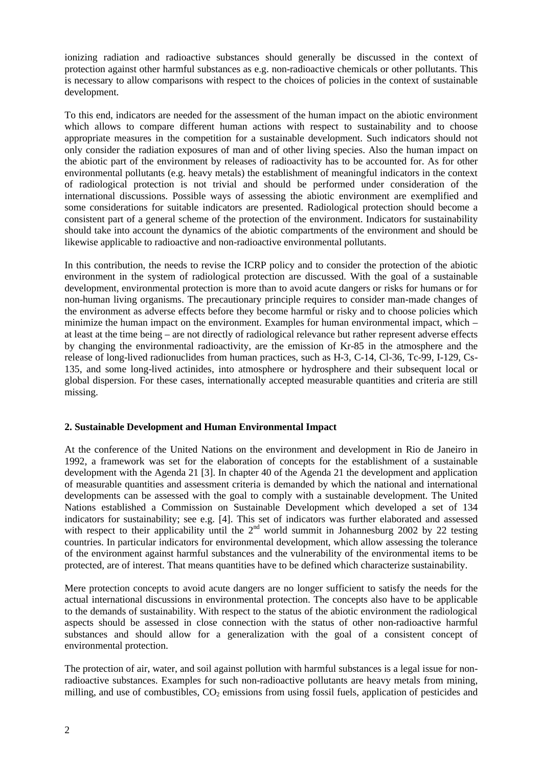ionizing radiation and radioactive substances should generally be discussed in the context of protection against other harmful substances as e.g. non-radioactive chemicals or other pollutants. This is necessary to allow comparisons with respect to the choices of policies in the context of sustainable development.

To this end, indicators are needed for the assessment of the human impact on the abiotic environment which allows to compare different human actions with respect to sustainability and to choose appropriate measures in the competition for a sustainable development. Such indicators should not only consider the radiation exposures of man and of other living species. Also the human impact on the abiotic part of the environment by releases of radioactivity has to be accounted for. As for other environmental pollutants (e.g. heavy metals) the establishment of meaningful indicators in the context of radiological protection is not trivial and should be performed under consideration of the international discussions. Possible ways of assessing the abiotic environment are exemplified and some considerations for suitable indicators are presented. Radiological protection should become a consistent part of a general scheme of the protection of the environment. Indicators for sustainability should take into account the dynamics of the abiotic compartments of the environment and should be likewise applicable to radioactive and non-radioactive environmental pollutants.

In this contribution, the needs to revise the ICRP policy and to consider the protection of the abiotic environment in the system of radiological protection are discussed. With the goal of a sustainable development, environmental protection is more than to avoid acute dangers or risks for humans or for non-human living organisms. The precautionary principle requires to consider man-made changes of the environment as adverse effects before they become harmful or risky and to choose policies which minimize the human impact on the environment. Examples for human environmental impact, which – at least at the time being – are not directly of radiological relevance but rather represent adverse effects by changing the environmental radioactivity, are the emission of Kr-85 in the atmosphere and the release of long-lived radionuclides from human practices, such as H-3, C-14, Cl-36, Tc-99, I-129, Cs-135, and some long-lived actinides, into atmosphere or hydrosphere and their subsequent local or global dispersion. For these cases, internationally accepted measurable quantities and criteria are still missing.

## 2. Sustainable Development and Human Environmental Impact

At the conference of the United Nations on the environment and development in Rio de Janeiro in 1992, a framework was set for the elaboration of concepts for the establishment of a sustainable development with the Agenda 21 [3]. In chapter 40 of the Agenda 21 the development and application of measurable quantities and assessment criteria is demanded by which the national and international developments can be assessed with the goal to comply with a sustainable development. The United Nations established a Commission on Sustainable Development which developed a set of 134 indicators for sustainability; see e.g. [4]. This set of indicators was further elaborated and assessed with respect to their applicability until the 2nd world summit in Johannesburg 2002 by 22 testing countries. In particular indicators for environmental development, which allow assessing the tolerance of the environment against harmful substances and the vulnerability of the environmental items to be protected, are of interest. That means quantities have to be defined which characterize sustainability.

Mere protection concepts to avoid acute dangers are no longer sufficient to satisfy the needs for the actual international discussions in environmental protection. The concepts also have to be applicable to the demands of sustainability. With respect to the status of the abiotic environment the radiological aspects should be assessed in close connection with the status of other non-radioactive harmful substances and should allow for a generalization with the goal of a consistent concept of environmental protection.

The protection of air, water, and soil against pollution with harmful substances is a legal issue for non-radioactive substances. Examples for such non-radioactive pollutants are heavy metals from mining, milling, and use of combustibles, $CO_2$ emissions from using fossil fuels, application of pesticides and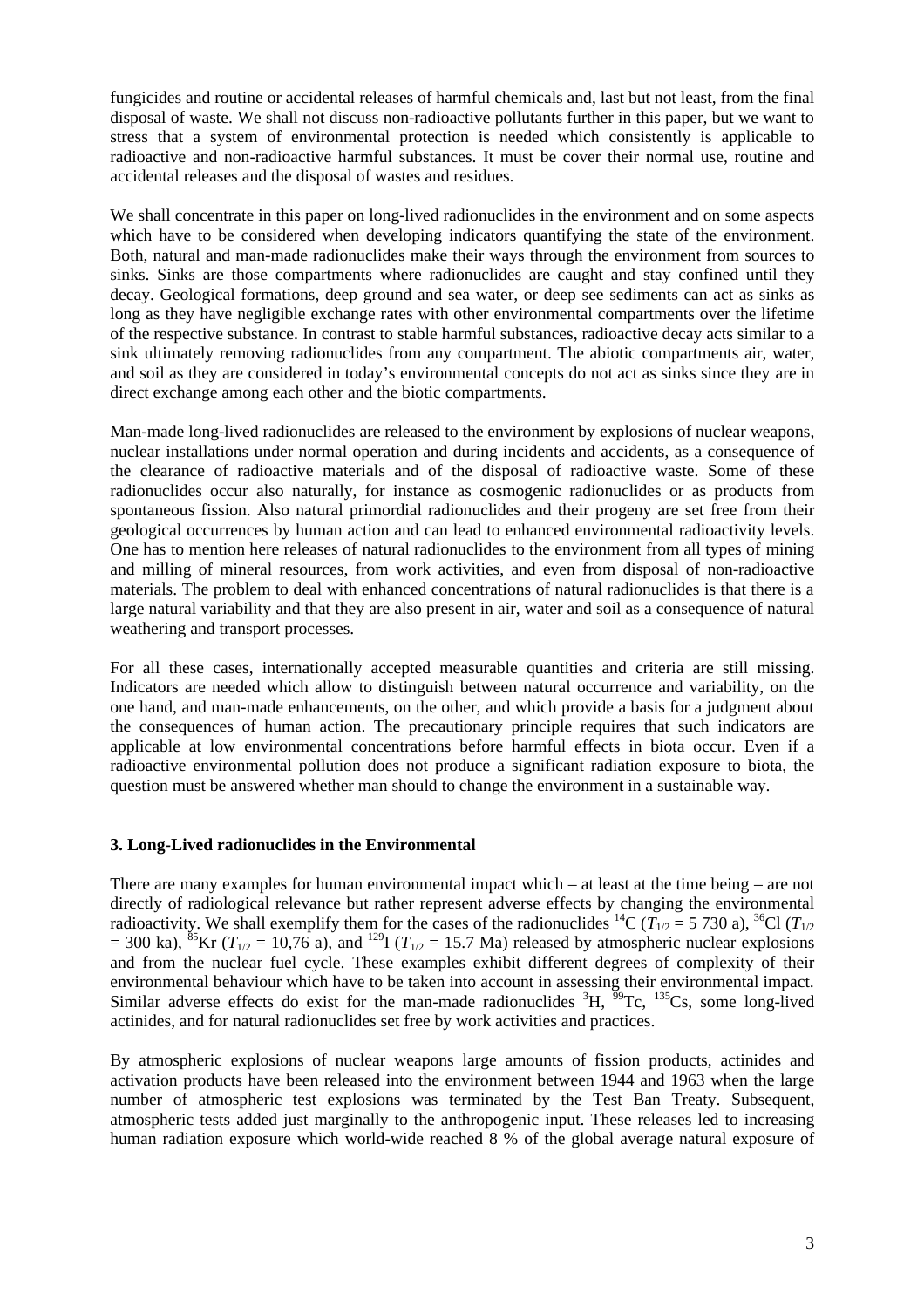fungicides and routine or accidental releases of harmful chemicals and, last but not least, from the final disposal of waste. We shall not discuss non-radioactive pollutants further in this paper, but we want to stress that a system of environmental protection is needed which consistently is applicable to radioactive and non-radioactive harmful substances. It must be cover their normal use, routine and accidental releases and the disposal of wastes and residues.

We shall concentrate in this paper on long-lived radionuclides in the environment and on some aspects which have to be considered when developing indicators quantifying the state of the environment. Both, natural and man-made radionuclides make their ways through the environment from sources to sinks. Sinks are those compartments where radionuclides are caught and stay confined until they decay. Geological formations, deep ground and sea water, or deep see sediments can act as sinks as long as they have negligible exchange rates with other environmental compartments over the lifetime of the respective substance. In contrast to stable harmful substances, radioactive decay acts similar to a sink ultimately removing radionuclides from any compartment. The abiotic compartments air, water, and soil as they are considered in today's environmental concepts do not act as sinks since they are in direct exchange among each other and the biotic compartments.

Man-made long-lived radionuclides are released to the environment by explosions of nuclear weapons, nuclear installations under normal operation and during incidents and accidents, as a consequence of the clearance of radioactive materials and of the disposal of radioactive waste. Some of these radionuclides occur also naturally, for instance as cosmogenic radionuclides or as products from spontaneous fission. Also natural primordial radionuclides and their progeny are set free from their geological occurrences by human action and can lead to enhanced environmental radioactivity levels. One has to mention here releases of natural radionuclides to the environment from all types of mining and milling of mineral resources, from work activities, and even from disposal of non-radioactive materials. The problem to deal with enhanced concentrations of natural radionuclides is that there is a large natural variability and that they are also present in air, water and soil as a consequence of natural weathering and transport processes.

For all these cases, internationally accepted measurable quantities and criteria are still missing. Indicators are needed which allow to distinguish between natural occurrence and variability, on the one hand, and man-made enhancements, on the other, and which provide a basis for a judgment about the consequences of human action. The precautionary principle requires that such indicators are applicable at low environmental concentrations before harmful effects in biota occur. Even if a radioactive environmental pollution does not produce a significant radiation exposure to biota, the question must be answered whether man should to change the environment in a sustainable way.

## 3. Long-Lived radionuclides in the Environmental

There are many examples for human environmental impact which – at least at the time being – are not directly of radiological relevance but rather represent adverse effects by changing the environmental radioactivity. We shall exemplify them for the cases of the radionuclides $^{14}$C ($T_{1/2}$ = 5 730 a), $^{36}$Cl ($T_{1/2}$ = 300 ka), $^{85}$Kr ($T_{1/2}$ = 10,76 a), and $^{129}$I ($T_{1/2}$ = 15.7 Ma) released by atmospheric nuclear explosions and from the nuclear fuel cycle. These examples exhibit different degrees of complexity of their environmental behaviour which have to be taken into account in assessing their environmental impact. Similar adverse effects do exist for the man-made radionuclides $^{3}$H, $^{99}$Tc, $^{135}$Cs, some long-lived actinides, and for natural radionuclides set free by work activities and practices.

By atmospheric explosions of nuclear weapons large amounts of fission products, actinides and activation products have been released into the environment between 1944 and 1963 when the large number of atmospheric test explosions was terminated by the Test Ban Treaty. Subsequent, atmospheric tests added just marginally to the anthropogenic input. These releases led to increasing human radiation exposure which world-wide reached 8 % of the global average natural exposure of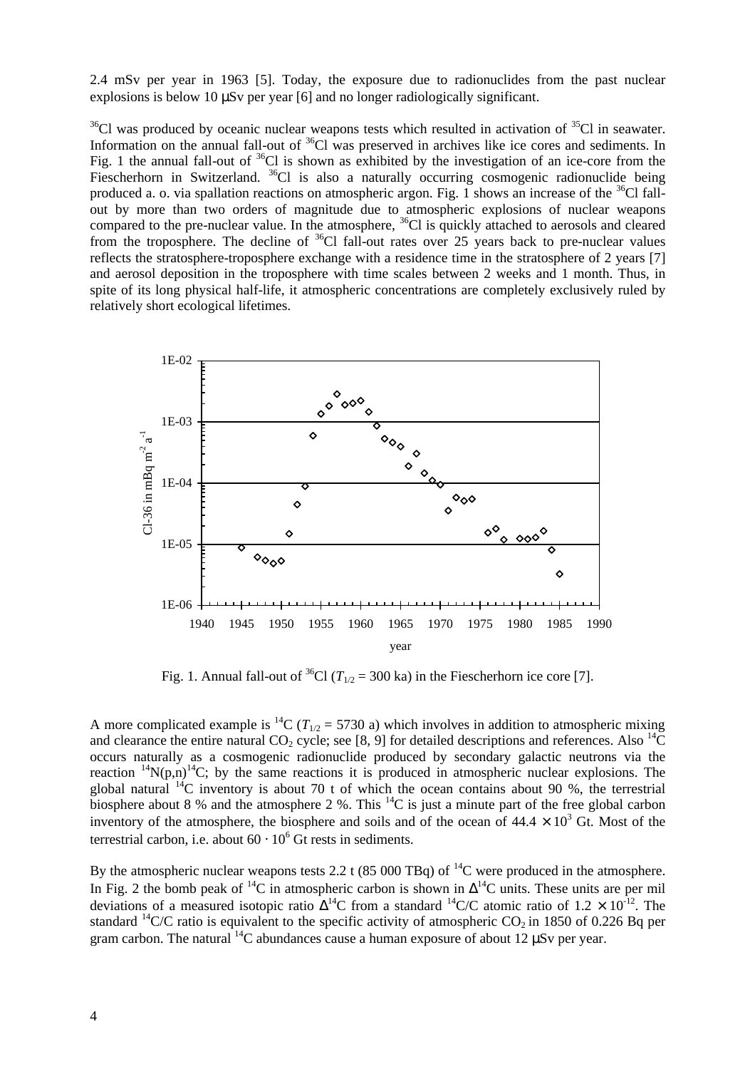2.4 mSv per year in 1963 [5]. Today, the exposure due to radionuclides from the past nuclear explosions is below 10 μSv per year [6] and no longer radiologically significant.

$^{36}Cl$ was produced by oceanic nuclear weapons tests which resulted in activation of $^{35}Cl$ in seawater. Information on the annual fall-out of $^{36}Cl$ was preserved in archives like ice cores and sediments. In Fig. 1 the annual fall-out of $^{36}Cl$ is shown as exhibited by the investigation of an ice-core from the Fiescherhorn in Switzerland. $^{36}Cl$ is also a naturally occurring cosmogenic radionuclide being produced a. o. via spallation reactions on atmospheric argon. Fig. 1 shows an increase of the $^{36}Cl$ fall-out by more than two orders of magnitude due to atmospheric explosions of nuclear weapons compared to the pre-nuclear value. In the atmosphere, $^{36}Cl$ is quickly attached to aerosols and cleared from the troposphere. The decline of $^{36}Cl$ fall-out rates over 25 years back to pre-nuclear values reflects the stratosphere-troposphere exchange with a residence time in the stratosphere of 2 years [7] and aerosol deposition in the troposphere with time scales between 2 weeks and 1 month. Thus, in spite of its long physical half-life, it atmospheric concentrations are completely exclusively ruled by relatively short ecological lifetimes.

Fig. 1. Annual fall-out of $^{36}Cl$ ($T_{1/2}$ = 300 ka) in the Fiescherhorn ice core [7].

A more complicated example is $^{14}C$ ($T_{1/2}$ = 5730 a) which involves in addition to atmospheric mixing and clearance the entire natural $CO_2$ cycle; see [8, 9] for detailed descriptions and references. Also $^{14}C$ occurs naturally as a cosmogenic radionuclide produced by secondary galactic neutrons via the reaction $^{14}N(p,n)^{14}C$; by the same reactions it is produced in atmospheric nuclear explosions. The global natural $^{14}C$ inventory is about 70 t of which the ocean contains about 90 %, the terrestrial biosphere about 8 % and the atmosphere 2 %. This $^{14}C$ is just a minute part of the free global carbon inventory of the atmosphere, the biosphere and soils and of the ocean of $44.4 \times 10^3$ Gt. Most of the terrestrial carbon, i.e. about $60 \cdot 10^6$ Gt rests in sediments.

By the atmospheric nuclear weapons tests 2.2 t (85 000 TBq) of $^{14}C$ were produced in the atmosphere. In Fig. 2 the bomb peak of $^{14}C$ in atmospheric carbon is shown in $\Delta^{14}C$ units. These units are per mil deviations of a measured isotopic ratio $\Delta^{14}C$ from a standard $^{14}C/C$ atomic ratio of $1.2 \times 10^{-12}$. The standard $^{14}C/C$ ratio is equivalent to the specific activity of atmospheric $CO_2$ in 1850 of 0.226 Bq per gram carbon. The natural $^{14}C$ abundances cause a human exposure of about 12 μSv per year.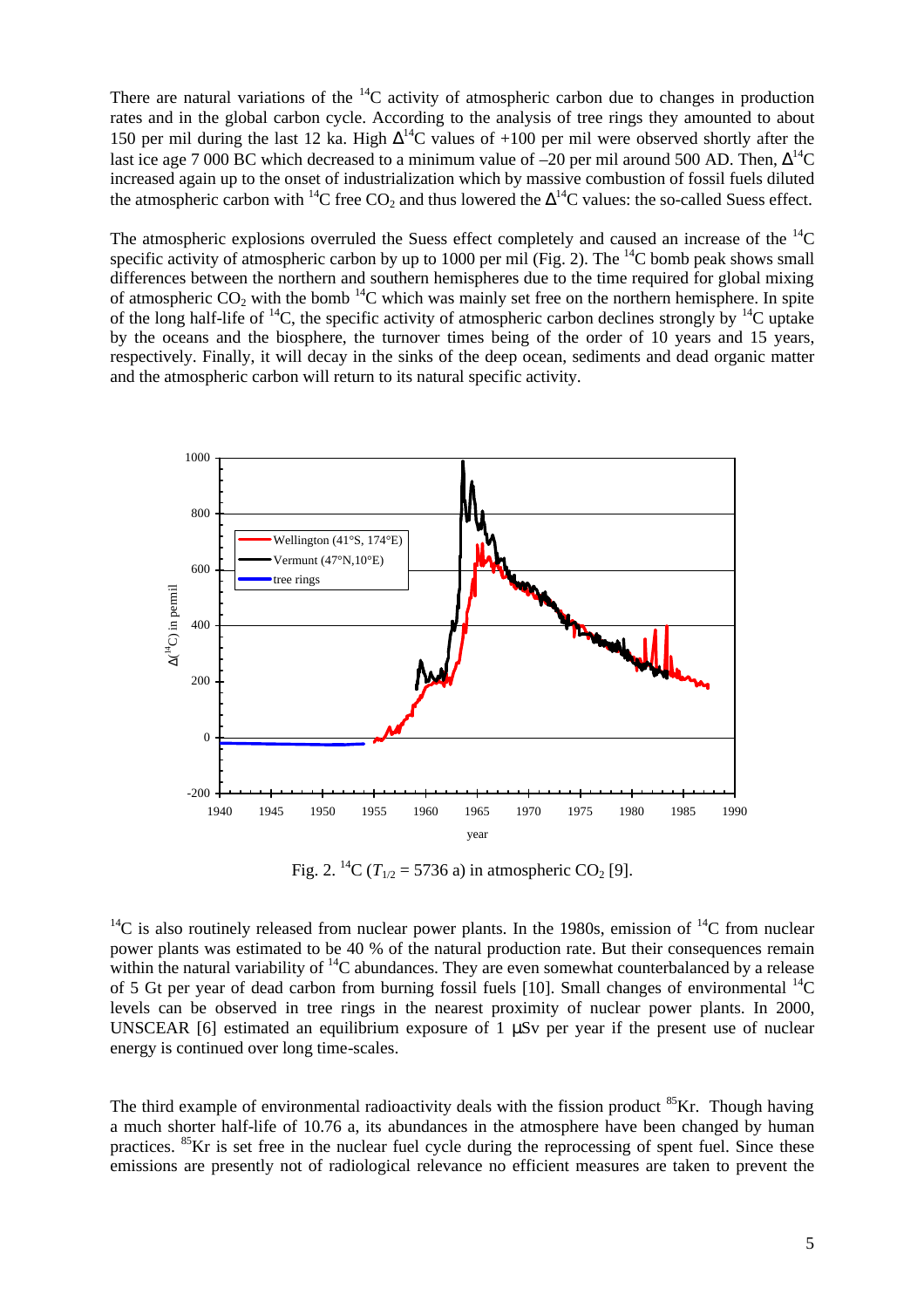There are natural variations of the $^{14}C$ activity of atmospheric carbon due to changes in production rates and in the global carbon cycle. According to the analysis of tree rings they amounted to about 150 per mil during the last 12 ka. High $\Delta^{14}C$ values of +100 per mil were observed shortly after the last ice age 7 000 BC which decreased to a minimum value of –20 per mil around 500 AD. Then, $\Delta^{14}C$ increased again up to the onset of industrialization which by massive combustion of fossil fuels diluted the atmospheric carbon with $^{14}C$ free $CO_2$ and thus lowered the $\Delta^{14}C$ values: the so-called Suess effect.

The atmospheric explosions overruled the Suess effect completely and caused an increase of the $^{14}C$ specific activity of atmospheric carbon by up to 1000 per mil (Fig. 2). The $^{14}C$ bomb peak shows small differences between the northern and southern hemispheres due to the time required for global mixing of atmospheric $CO_2$ with the bomb $^{14}C$ which was mainly set free on the northern hemisphere. In spite of the long half-life of $^{14}C$, the specific activity of atmospheric carbon declines strongly by $^{14}C$ uptake by the oceans and the biosphere, the turnover times being of the order of 10 years and 15 years, respectively. Finally, it will decay in the sinks of the deep ocean, sediments and dead organic matter and the atmospheric carbon will return to its natural specific activity.

Fig. 2. $^{14}C$ ($T_{1/2}$ = 5736 a) in atmospheric $CO_2$ [9].

$^{14}C$ is also routinely released from nuclear power plants. In the 1980s, emission of $^{14}C$ from nuclear power plants was estimated to be 40 % of the natural production rate. But their consequences remain within the natural variability of $^{14}C$ abundances. They are even somewhat counterbalanced by a release of 5 Gt per year of dead carbon from burning fossil fuels [10]. Small changes of environmental $^{14}C$ levels can be observed in tree rings in the nearest proximity of nuclear power plants. In 2000, UNSCEAR [6] estimated an equilibrium exposure of 1 µSv per year if the present use of nuclear energy is continued over long time-scales.

The third example of environmental radioactivity deals with the fission product $^{85}Kr$. Though having a much shorter half-life of 10.76 a, its abundances in the atmosphere have been changed by human practices. $^{85}Kr$ is set free in the nuclear fuel cycle during the reprocessing of spent fuel. Since these emissions are presently not of radiological relevance no efficient measures are taken to prevent the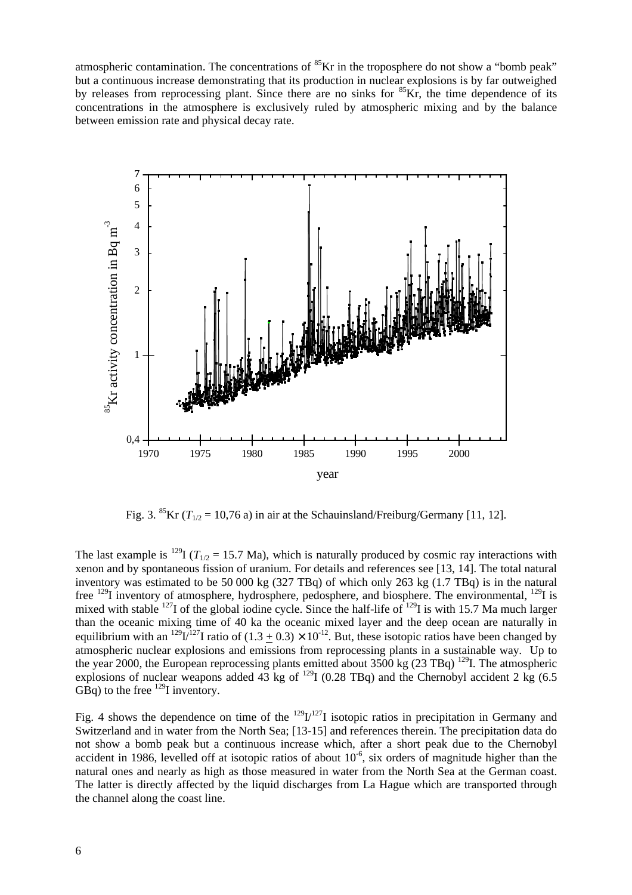atmospheric contamination. The concentrations of $^{85}$Kr in the troposphere do not show a "bomb peak" but a continuous increase demonstrating that its production in nuclear explosions is by far outweighed by releases from reprocessing plant. Since there are no sinks for $^{85}$Kr, the time dependence of its concentrations in the atmosphere is exclusively ruled by atmospheric mixing and by the balance between emission rate and physical decay rate.

Fig. 3. $^{85}$Kr ($T_{1/2}$ = 10,76 a) in air at the Schauinsland/Freiburg/Germany [11, 12].

The last example is $^{129}$I ($T_{1/2}$ = 15.7 Ma), which is naturally produced by cosmic ray interactions with xenon and by spontaneous fission of uranium. For details and references see [13, 14]. The total natural inventory was estimated to be 50 000 kg (327 TBq) of which only 263 kg (1.7 TBq) is in the natural free $^{129}$I inventory of atmosphere, hydrosphere, pedosphere, and biosphere. The environmental, $^{129}$I is mixed with stable $^{127}$I of the global iodine cycle. Since the half-life of $^{129}$I is with 15.7 Ma much larger than the oceanic mixing time of 40 ka the oceanic mixed layer and the deep ocean are naturally in equilibrium with an $^{129}$I/$^{127}$I ratio of $(1.3 \pm 0.3) \times 10^{-12}$. But, these isotopic ratios have been changed by atmospheric nuclear explosions and emissions from reprocessing plants in a sustainable way. Up to the year 2000, the European reprocessing plants emitted about 3500 kg (23 TBq) $^{129}$I. The atmospheric explosions of nuclear weapons added 43 kg of $^{129}$I (0.28 TBq) and the Chernobyl accident 2 kg (6.5 GBq) to the free $^{129}$I inventory.

Fig. 4 shows the dependence on time of the $^{129}$I/$^{127}$I isotopic ratios in precipitation in Germany and Switzerland and in water from the North Sea; [13-15] and references therein. The precipitation data do not show a bomb peak but a continuous increase which, after a short peak due to the Chernobyl accident in 1986, levelled off at isotopic ratios of about $10^{-6}$, six orders of magnitude higher than the natural ones and nearly as high as those measured in water from the North Sea at the German coast. The latter is directly affected by the liquid discharges from La Hague which are transported through the channel along the coast line.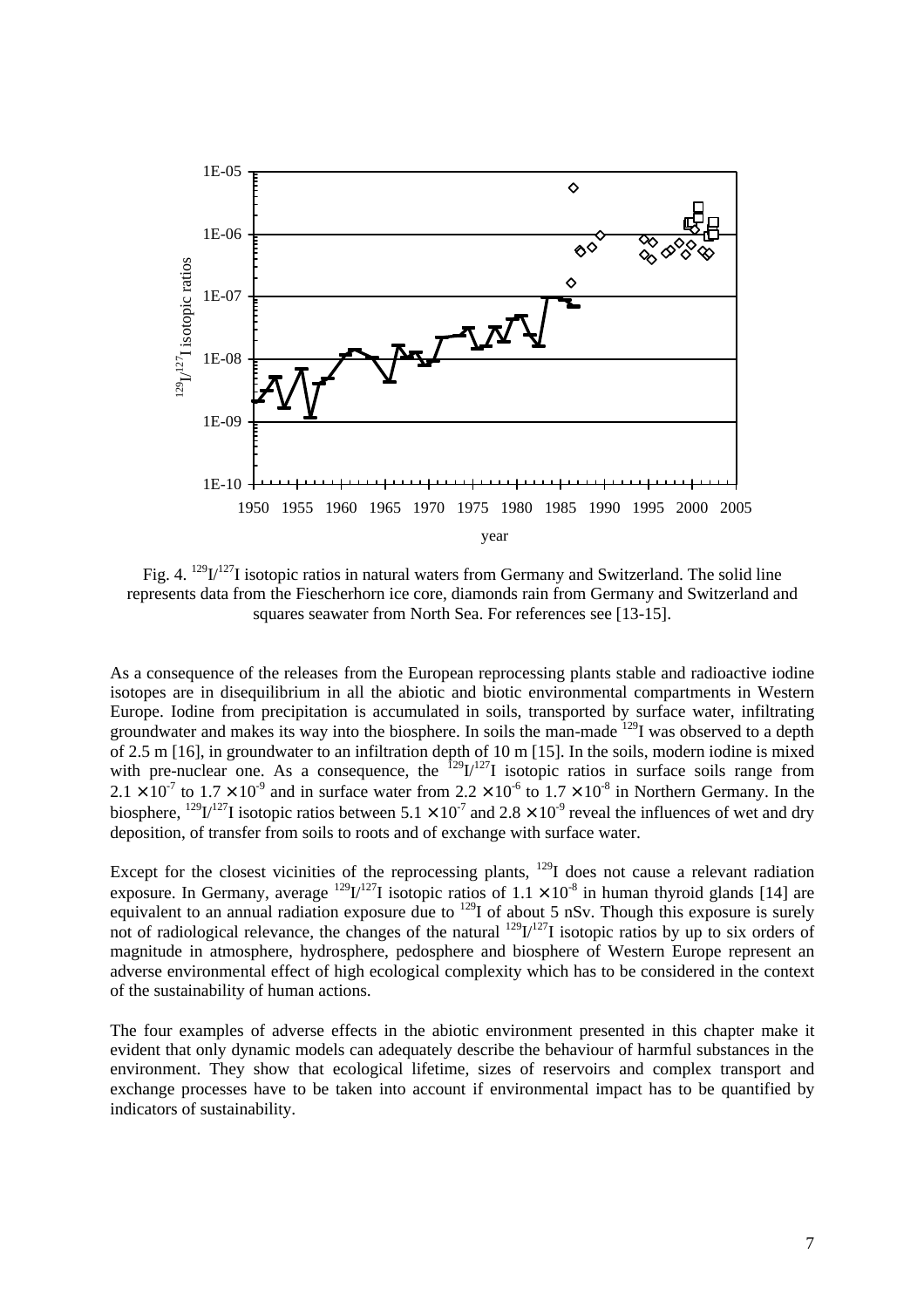Fig. 4. $^{129}I/^{127}I$ isotopic ratios in natural waters from Germany and Switzerland. The solid line represents data from the Fiescherhorn ice core, diamonds rain from Germany and Switzerland and squares seawater from North Sea. For references see [13-15].

As a consequence of the releases from the European reprocessing plants stable and radioactive iodine isotopes are in disequilibrium in all the abiotic and biotic environmental compartments in Western Europe. Iodine from precipitation is accumulated in soils, transported by surface water, infiltrating groundwater and makes its way into the biosphere. In soils the man-made $^{129}I$ was observed to a depth of 2.5 m [16], in groundwater to an infiltration depth of 10 m [15]. In the soils, modern iodine is mixed with pre-nuclear one. As a consequence, the $^{129}I/^{127}I$ isotopic ratios in surface soils range from $2.1 \times 10^{-7}$ to $1.7 \times 10^{-9}$ and in surface water from $2.2 \times 10^{-6}$ to $1.7 \times 10^{-8}$ in Northern Germany. In the biosphere, $^{129}I/^{127}I$ isotopic ratios between $5.1 \times 10^{-7}$ and $2.8 \times 10^{-9}$ reveal the influences of wet and dry deposition, of transfer from soils to roots and of exchange with surface water.

Except for the closest vicinities of the reprocessing plants, $^{129}I$ does not cause a relevant radiation exposure. In Germany, average $^{129}I/^{127}I$ isotopic ratios of $1.1 \times 10^{-8}$ in human thyroid glands [14] are equivalent to an annual radiation exposure due to $^{129}I$ of about 5 nSv. Though this exposure is surely not of radiological relevance, the changes of the natural $^{129}I/^{127}I$ isotopic ratios by up to six orders of magnitude in atmosphere, hydrosphere, pedosphere and biosphere of Western Europe represent an adverse environmental effect of high ecological complexity which has to be considered in the context of the sustainability of human actions.

The four examples of adverse effects in the abiotic environment presented in this chapter make it evident that only dynamic models can adequately describe the behaviour of harmful substances in the environment. They show that ecological lifetime, sizes of reservoirs and complex transport and exchange processes have to be taken into account if environmental impact has to be quantified by indicators of sustainability.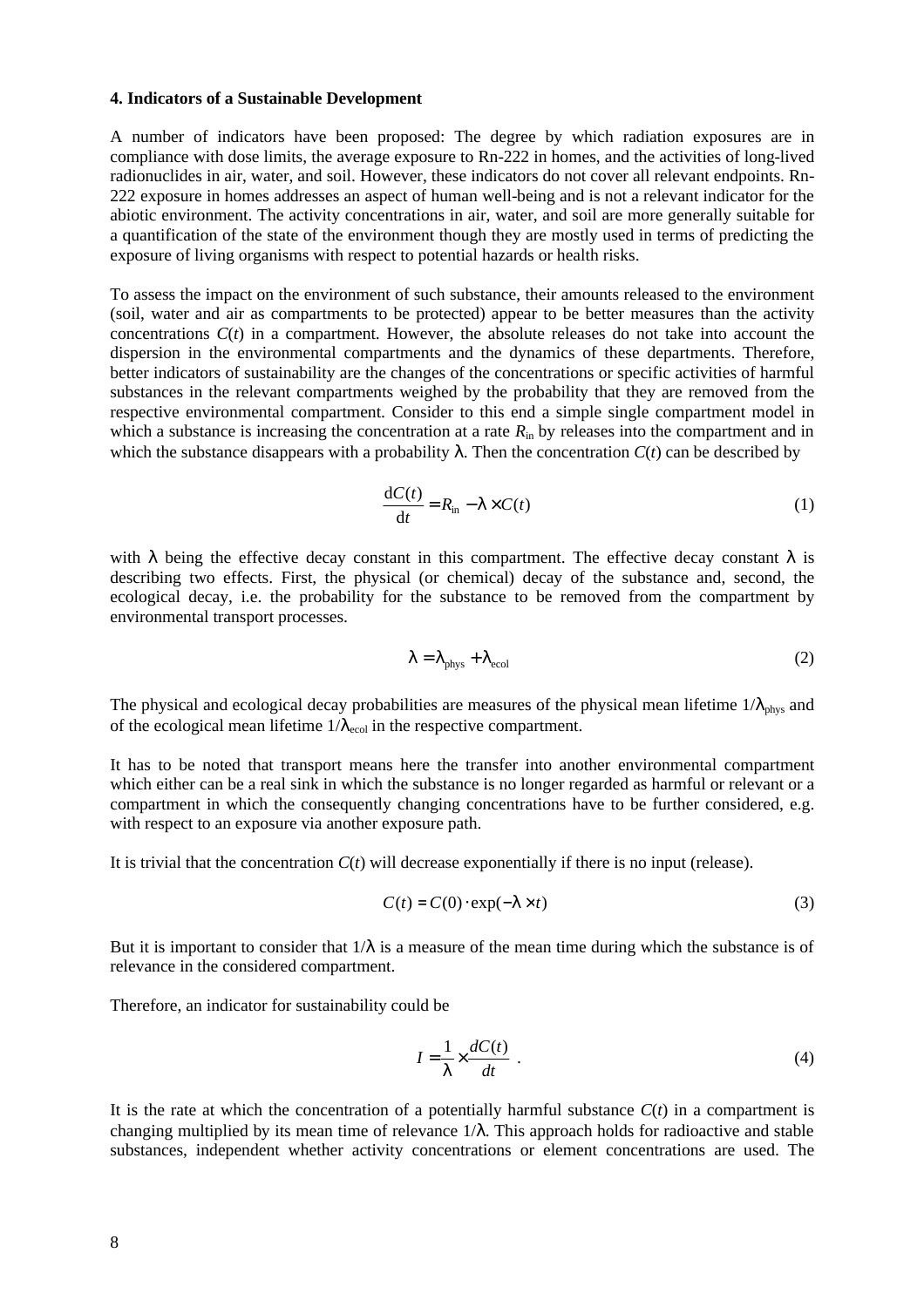#### 4. Indicators of a Sustainable Development

A number of indicators have been proposed: The degree by which radiation exposures are in compliance with dose limits, the average exposure to Rn-222 in homes, and the activities of long-lived radionuclides in air, water, and soil. However, these indicators do not cover all relevant endpoints. Rn-222 exposure in homes addresses an aspect of human well-being and is not a relevant indicator for the abiotic environment. The activity concentrations in air, water, and soil are more generally suitable for a quantification of the state of the environment though they are mostly used in terms of predicting the exposure of living organisms with respect to potential hazards or health risks.

To assess the impact on the environment of such substance, their amounts released to the environment (soil, water and air as compartments to be protected) appear to be better measures than the activity concentrations $C(t)$ in a compartment. However, the absolute releases do not take into account the dispersion in the environmental compartments and the dynamics of these departments. Therefore, better indicators of sustainability are the changes of the concentrations or specific activities of harmful substances in the relevant compartments weighed by the probability that they are removed from the respective environmental compartment. Consider to this end a simple single compartment model in which a substance is increasing the concentration at a rate $R_{in}$ by releases into the compartment and in which the substance disappears with a probability $\lambda$. Then the concentration $C(t)$ can be described by

$$\frac{\mathrm{d}C(t)}{\mathrm{d}t} = R_{\mathrm{in}} - \lambda \times C(t) \tag{1}$$

with $\lambda$ being the effective decay constant in this compartment. The effective decay constant $\lambda$ is describing two effects. First, the physical (or chemical) decay of the substance and, second, the ecological decay, i.e. the probability for the substance to be removed from the compartment by environmental transport processes.

$$\lambda = \lambda_{\mathrm{phys}} + \lambda_{\mathrm{ecol}} \tag{2}$$

The physical and ecological decay probabilities are measures of the physical mean lifetime $1/\lambda_{phys}$ and of the ecological mean lifetime $1/\lambda_{ecol}$ in the respective compartment.

It has to be noted that transport means here the transfer into another environmental compartment which either can be a real sink in which the substance is no longer regarded as harmful or relevant or a compartment in which the consequently changing concentrations have to be further considered, e.g. with respect to an exposure via another exposure path.

It is trivial that the concentration $C(t)$ will decrease exponentially if there is no input (release).

$$C(t) = C(0) \cdot \exp(-\lambda \times t) \tag{3}$$

But it is important to consider that $1/\lambda$ is a measure of the mean time during which the substance is of relevance in the considered compartment.

Therefore, an indicator for sustainability could be

$$I = \frac{1}{\lambda} \times \frac{dC(t)}{dt} \ . \tag{4}$$

It is the rate at which the concentration of a potentially harmful substance $C(t)$ in a compartment is changing multiplied by its mean time of relevance $1/\lambda$. This approach holds for radioactive and stable substances, independent whether activity concentrations or element concentrations are used. The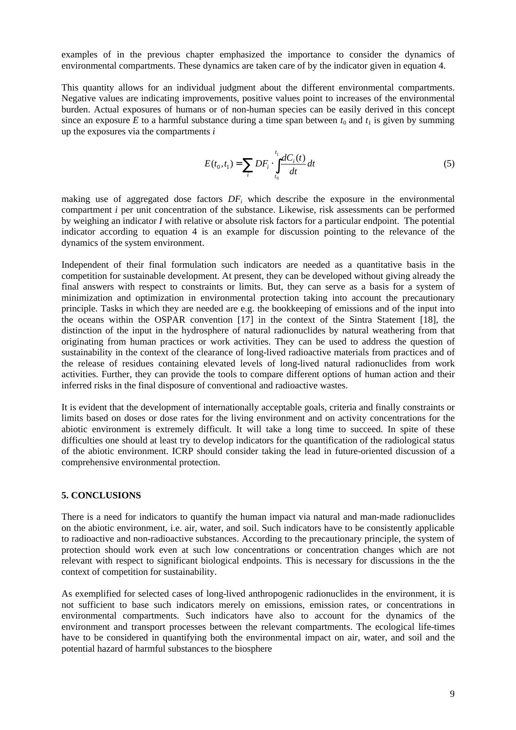examples of in the previous chapter emphasized the importance to consider the dynamics of environmental compartments. These dynamics are taken care of by the indicator given in equation 4.

This quantity allows for an individual judgment about the different environmental compartments. Negative values are indicating improvements, positive values point to increases of the environmental burden. Actual exposures of humans or of non-human species can be easily derived in this concept since an exposure $E$ to a harmful substance during a time span between $t_0$ and $t_1$ is given by summing up the exposures via the compartments $i$

$$E(t_0, t_1) = \sum_i DF_i \cdot \int_{t_0}^{t_1} \frac{dC_i(t)}{dt} dt \tag{5}$$

making use of aggregated dose factors $DF_i$ which describe the exposure in the environmental compartment $i$ per unit concentration of the substance. Likewise, risk assessments can be performed by weighing an indicator $I$ with relative or absolute risk factors for a particular endpoint. The potential indicator according to equation 4 is an example for discussion pointing to the relevance of the dynamics of the system environment.

Independent of their final formulation such indicators are needed as a quantitative basis in the competition for sustainable development. At present, they can be developed without giving already the final answers with respect to constraints or limits. But, they can serve as a basis for a system of minimization and optimization in environmental protection taking into account the precautionary principle. Tasks in which they are needed are e.g. the bookkeeping of emissions and of the input into the oceans within the OSPAR convention [17] in the context of the Sintra Statement [18], the distinction of the input in the hydrosphere of natural radionuclides by natural weathering from that originating from human practices or work activities. They can be used to address the question of sustainability in the context of the clearance of long-lived radioactive materials from practices and of the release of residues containing elevated levels of long-lived natural radionuclides from work activities. Further, they can provide the tools to compare different options of human action and their inferred risks in the final disposure of conventional and radioactive wastes.

It is evident that the development of internationally acceptable goals, criteria and finally constraints or limits based on doses or dose rates for the living environment and on activity concentrations for the abiotic environment is extremely difficult. It will take a long time to succeed. In spite of these difficulties one should at least try to develop indicators for the quantification of the radiological status of the abiotic environment. ICRP should consider taking the lead in future-oriented discussion of a comprehensive environmental protection.

## 5. CONCLUSIONS

There is a need for indicators to quantify the human impact via natural and man-made radionuclides on the abiotic environment, i.e. air, water, and soil. Such indicators have to be consistently applicable to radioactive and non-radioactive substances. According to the precautionary principle, the system of protection should work even at such low concentrations or concentration changes which are not relevant with respect to significant biological endpoints. This is necessary for discussions in the the context of competition for sustainability.

As exemplified for selected cases of long-lived anthropogenic radionuclides in the environment, it is not sufficient to base such indicators merely on emissions, emission rates, or concentrations in environmental compartments. Such indicators have also to account for the dynamics of the environment and transport processes between the relevant compartments. The ecological life-times have to be considered in quantifying both the environmental impact on air, water, and soil and the potential hazard of harmful substances to the biosphere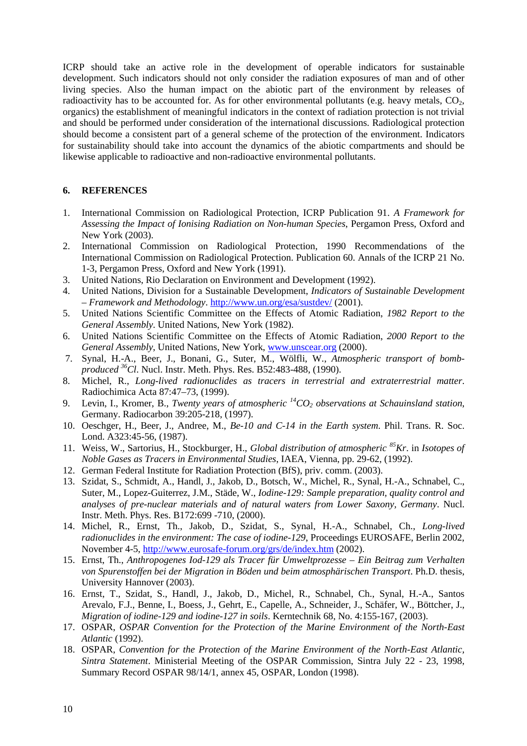ICRP should take an active role in the development of operable indicators for sustainable development. Such indicators should not only consider the radiation exposures of man and of other living species. Also the human impact on the abiotic part of the environment by releases of radioactivity has to be accounted for. As for other environmental pollutants (e.g. heavy metals, $CO_2$, organics) the establishment of meaningful indicators in the context of radiation protection is not trivial and should be performed under consideration of the international discussions. Radiological protection should become a consistent part of a general scheme of the protection of the environment. Indicators for sustainability should take into account the dynamics of the abiotic compartments and should be likewise applicable to radioactive and non-radioactive environmental pollutants.

## 6. REFERENCES

1. International Commission on Radiological Protection, ICRP Publication 91. *A Framework for Assessing the Impact of Ionising Radiation on Non-human Species*, Pergamon Press, Oxford and New York (2003).
2. International Commission on Radiological Protection, 1990 Recommendations of the International Commission on Radiological Protection. Publication 60. Annals of the ICRP 21 No. 1-3, Pergamon Press, Oxford and New York (1991).
3. United Nations, Rio Declaration on Environment and Development (1992).
4. United Nations, Division for a Sustainable Development, *Indicators of Sustainable Development – Framework and Methodology*. http://www.un.org/esa/sustdev/ (2001).
5. United Nations Scientific Committee on the Effects of Atomic Radiation, *1982 Report to the General Assembly*. United Nations, New York (1982).
6. United Nations Scientific Committee on the Effects of Atomic Radiation, *2000 Report to the General Assembly*, United Nations, New York, www.unscear.org (2000).
7. Synal, H.-A., Beer, J., Bonani, G., Suter, M., Wölfli, W., *Atmospheric transport of bomb-produced $^{36}Cl$*. Nucl. Instr. Meth. Phys. Res. B52:483-488, (1990).
8. Michel, R., *Long-lived radionuclides as tracers in terrestrial and extraterrestrial matter*. Radiochimica Acta 87:47–73, (1999).
9. Levin, I., Kromer, B., *Twenty years of atmospheric $^{14}CO_2$ observations at Schauinsland station*, Germany. Radiocarbon 39:205-218, (1997).
10. Oeschger, H., Beer, J., Andree, M., *Be-10 and C-14 in the Earth system*. Phil. Trans. R. Soc. Lond. A323:45-56, (1987).
11. Weiss, W., Sartorius, H., Stockburger, H., *Global distribution of atmospheric $^{85}Kr$*. in *Isotopes of Noble Gases as Tracers in Environmental Studies*, IAEA, Vienna, pp. 29-62, (1992).
12. German Federal Institute for Radiation Protection (BfS), priv. comm. (2003).
13. Szidat, S., Schmidt, A., Handl, J., Jakob, D., Botsch, W., Michel, R., Synal, H.-A., Schnabel, C., Suter, M., Lopez-Guiterrez, J.M., Städe, W., *Iodine-129: Sample preparation, quality control and analyses of pre-nuclear materials and of natural waters from Lower Saxony, Germany*. Nucl. Instr. Meth. Phys. Res. B172:699 -710, (2000).
14. Michel, R., Ernst, Th., Jakob, D., Szidat, S., Synal, H.-A., Schnabel, Ch., *Long-lived radionuclides in the environment: The case of iodine-129*, Proceedings EUROSAFE, Berlin 2002, November 4-5, http://www.eurosafe-forum.org/grs/de/index.htm (2002).
15. Ernst, Th., *Anthropogenes Iod-129 als Tracer für Umweltprozesse – Ein Beitrag zum Verhalten von Spurenstoffen bei der Migration in Böden und beim atmosphärischen Transport*. Ph.D. thesis, University Hannover (2003).
16. Ernst, T., Szidat, S., Handl, J., Jakob, D., Michel, R., Schnabel, Ch., Synal, H.-A., Santos Arevalo, F.J., Benne, I., Boess, J., Gehrt, E., Capelle, A., Schneider, J., Schäfer, W., Böttcher, J., *Migration of iodine-129 and iodine-127 in soils*. Kerntechnik 68, No. 4:155-167, (2003).
17. OSPAR, *OSPAR Convention for the Protection of the Marine Environment of the North-East Atlantic* (1992).
18. OSPAR, *Convention for the Protection of the Marine Environment of the North-East Atlantic, Sintra Statement*. Ministerial Meeting of the OSPAR Commission, Sintra July 22 - 23, 1998, Summary Record OSPAR 98/14/1, annex 45, OSPAR, London (1998).